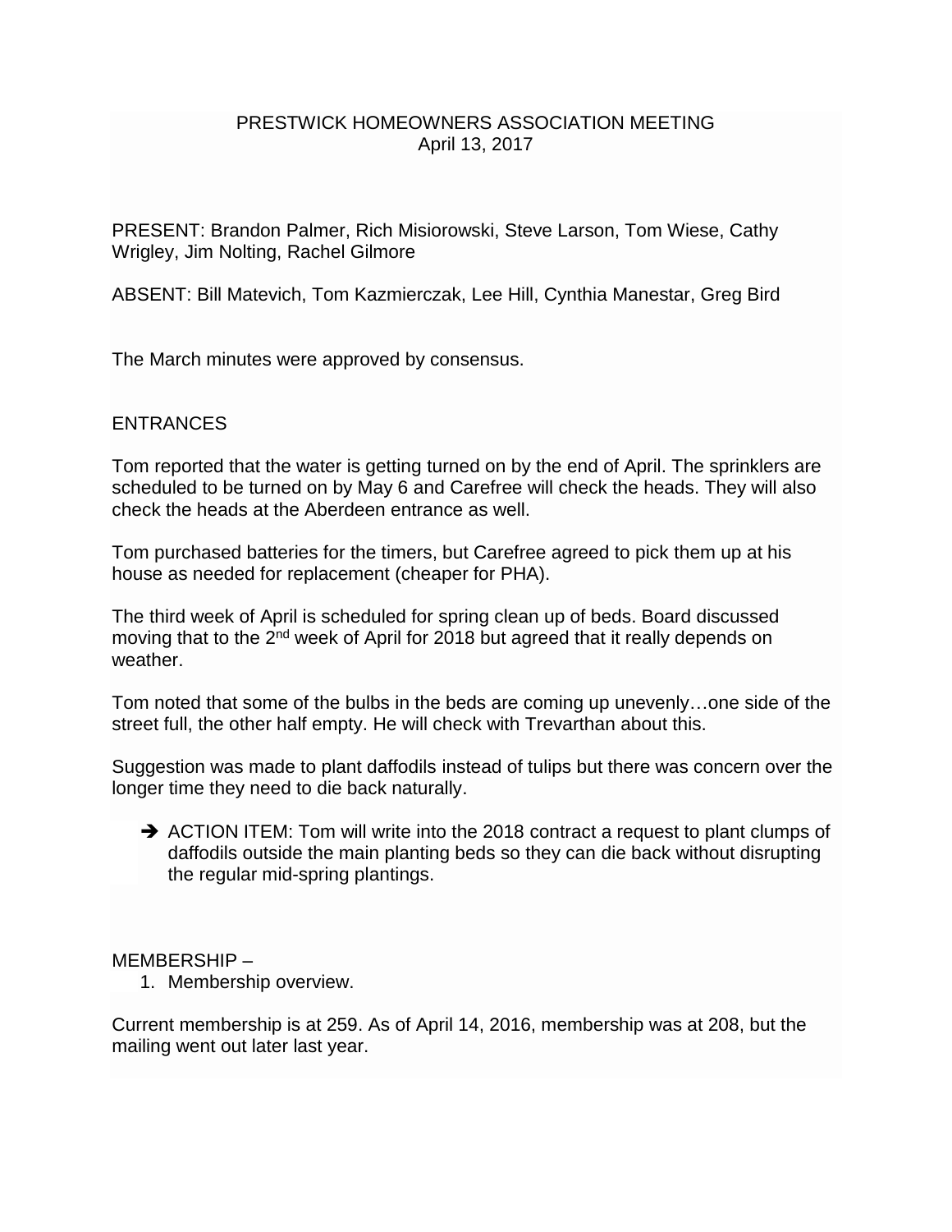# PRESTWICK HOMEOWNERS ASSOCIATION MEETING

April 13, 2017

PRESENT: Brandon Palmer, Rich Misiorowski, Steve Larson, Tom Wiese, Cathy Wrigley, Jim Nolting, Rachel Gilmore

ABSENT: Bill Matevich, Tom Kazmierczak, Lee Hill, Cynthia Manestar, Greg Bird

The March minutes were approved by consensus.

## ENTRANCES

Tom reported that the water is getting turned on by the end of April. The sprinklers are scheduled to be turned on by May 6 and Carefree will check the heads. They will also check the heads at the Aberdeen entrance as well.

Tom purchased batteries for the timers, but Carefree agreed to pick them up at his house as needed for replacement (cheaper for PHA).

The third week of April is scheduled for spring clean up of beds. Board discussed moving that to the 2nd week of April for 2018 but agreed that it really depends on weather.

Tom noted that some of the bulbs in the beds are coming up unevenly…one side of the street full, the other half empty. He will check with Trevarthan about this.

Suggestion was made to plant daffodils instead of tulips but there was concern over the longer time they need to die back naturally.

- ➔ ACTION ITEM: Tom will write into the 2018 contract a request to plant clumps of daffodils outside the main planting beds so they can die back without disrupting the regular mid-spring plantings.

## MEMBERSHIP –

1. Membership overview.

Current membership is at 259. As of April 14, 2016, membership was at 208, but the mailing went out later last year.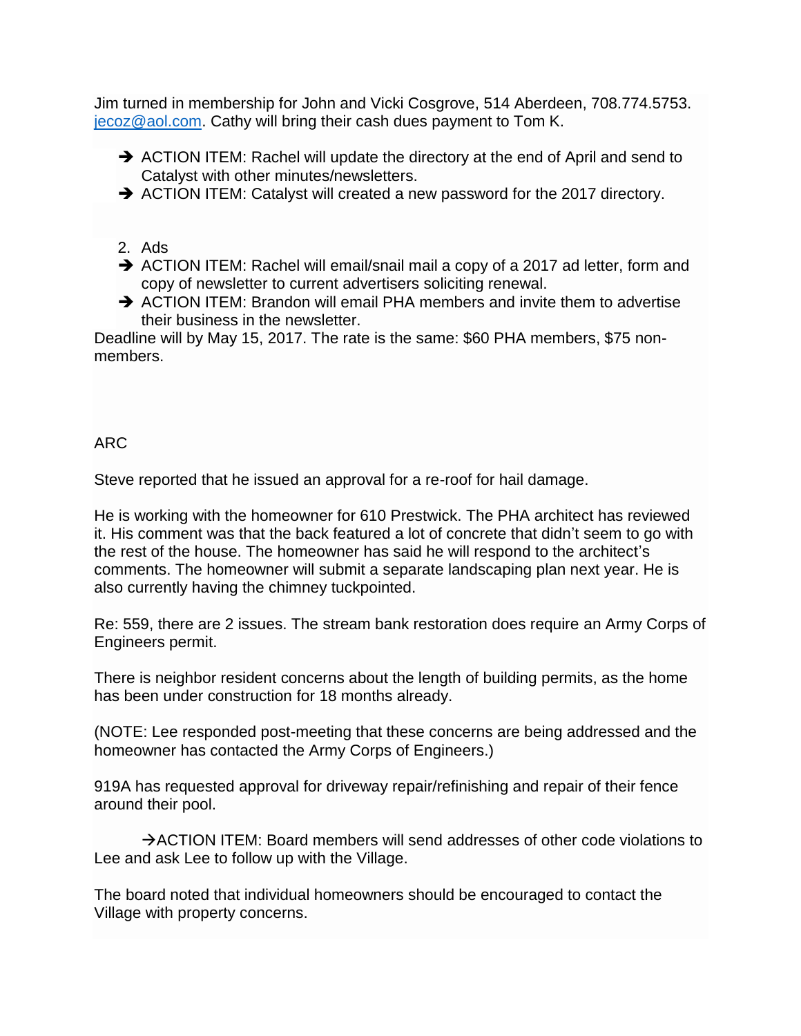Jim turned in membership for John and Vicki Cosgrove, 514 Aberdeen, 708.774.5753. jecoz@aol.com. Cathy will bring their cash dues payment to Tom K.

- ➔ ACTION ITEM: Rachel will update the directory at the end of April and send to Catalyst with other minutes/newsletters.
- ➔ ACTION ITEM: Catalyst will created a new password for the 2017 directory.

2. Ads

- ➔ ACTION ITEM: Rachel will email/snail mail a copy of a 2017 ad letter, form and copy of newsletter to current advertisers soliciting renewal.
- ➔ ACTION ITEM: Brandon will email PHA members and invite them to advertise their business in the newsletter.

Deadline will by May 15, 2017. The rate is the same: $60 PHA members, $75 non-members.

ARC

Steve reported that he issued an approval for a re-roof for hail damage.

He is working with the homeowner for 610 Prestwick. The PHA architect has reviewed it. His comment was that the back featured a lot of concrete that didn't seem to go with the rest of the house. The homeowner has said he will respond to the architect's comments. The homeowner will submit a separate landscaping plan next year. He is also currently having the chimney tuckpointed.

Re: 559, there are 2 issues. The stream bank restoration does require an Army Corps of Engineers permit.

There is neighbor resident concerns about the length of building permits, as the home has been under construction for 18 months already.

(NOTE: Lee responded post-meeting that these concerns are being addressed and the homeowner has contacted the Army Corps of Engineers.)

919A has requested approval for driveway repair/refinishing and repair of their fence around their pool.

→ACTION ITEM: Board members will send addresses of other code violations to Lee and ask Lee to follow up with the Village.

The board noted that individual homeowners should be encouraged to contact the Village with property concerns.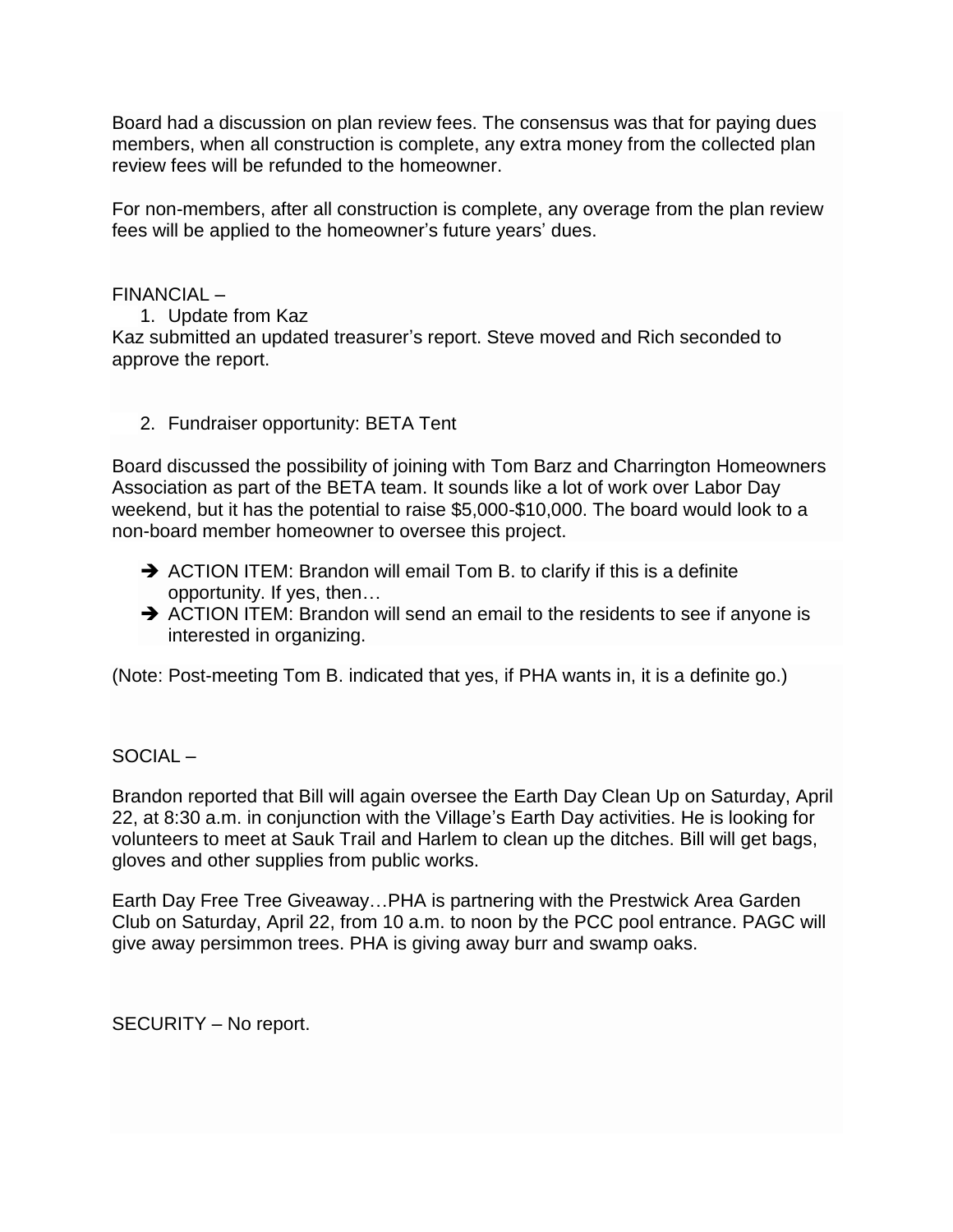Board had a discussion on plan review fees. The consensus was that for paying dues members, when all construction is complete, any extra money from the collected plan review fees will be refunded to the homeowner.

For non-members, after all construction is complete, any overage from the plan review fees will be applied to the homeowner's future years' dues.

FINANCIAL –

1. Update from Kaz

Kaz submitted an updated treasurer's report. Steve moved and Rich seconded to approve the report.

2. Fundraiser opportunity: BETA Tent

Board discussed the possibility of joining with Tom Barz and Charrington Homeowners Association as part of the BETA team. It sounds like a lot of work over Labor Day weekend, but it has the potential to raise $5,000-$10,000. The board would look to a non-board member homeowner to oversee this project.

- ➔ ACTION ITEM: Brandon will email Tom B. to clarify if this is a definite opportunity. If yes, then…
- ➔ ACTION ITEM: Brandon will send an email to the residents to see if anyone is interested in organizing.

(Note: Post-meeting Tom B. indicated that yes, if PHA wants in, it is a definite go.)

SOCIAL –

Brandon reported that Bill will again oversee the Earth Day Clean Up on Saturday, April 22, at 8:30 a.m. in conjunction with the Village's Earth Day activities. He is looking for volunteers to meet at Sauk Trail and Harlem to clean up the ditches. Bill will get bags, gloves and other supplies from public works.

Earth Day Free Tree Giveaway…PHA is partnering with the Prestwick Area Garden Club on Saturday, April 22, from 10 a.m. to noon by the PCC pool entrance. PAGC will give away persimmon trees. PHA is giving away burr and swamp oaks.

SECURITY – No report.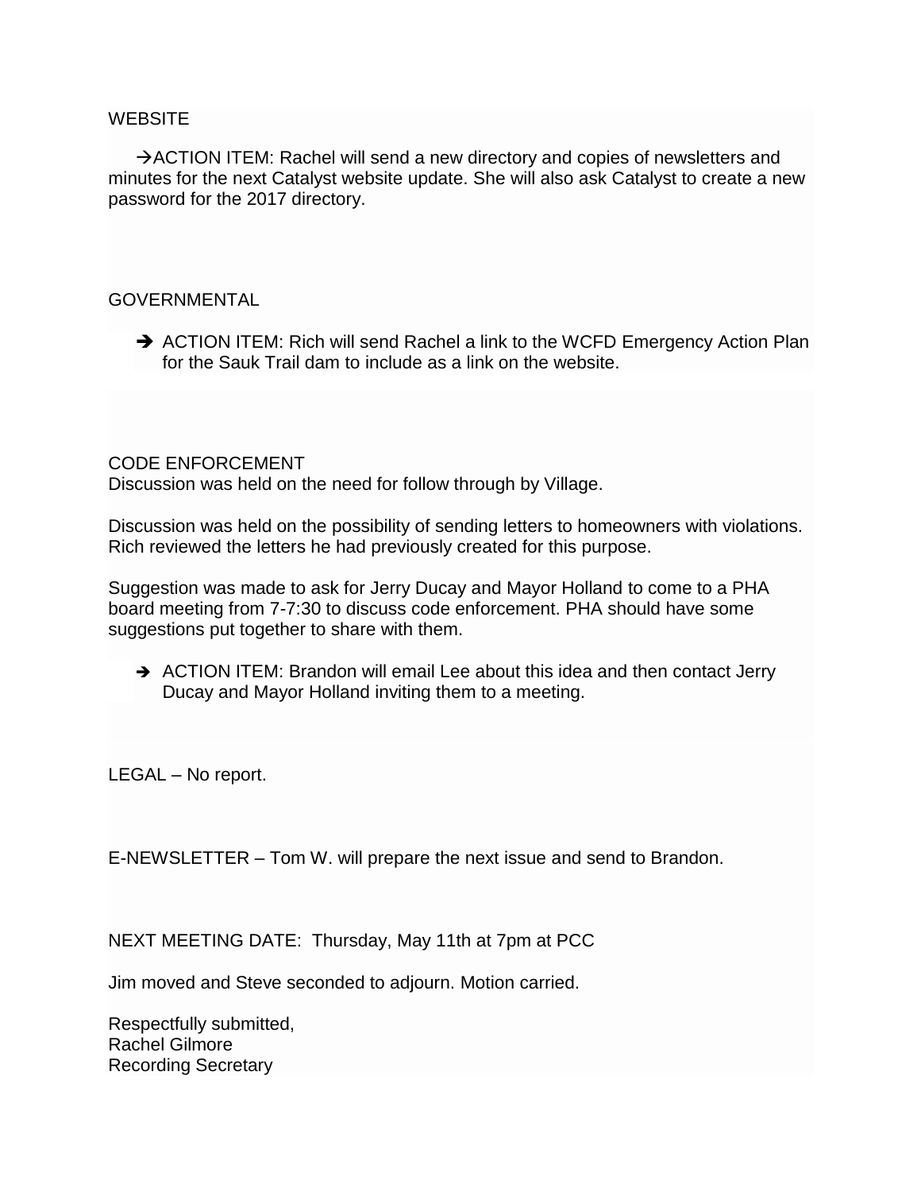WEBSITE

→ACTION ITEM: Rachel will send a new directory and copies of newsletters and minutes for the next Catalyst website update. She will also ask Catalyst to create a new password for the 2017 directory.

GOVERNMENTAL

- → ACTION ITEM: Rich will send Rachel a link to the WCFD Emergency Action Plan for the Sauk Trail dam to include as a link on the website.

CODE ENFORCEMENT

Discussion was held on the need for follow through by Village.

Discussion was held on the possibility of sending letters to homeowners with violations. Rich reviewed the letters he had previously created for this purpose.

Suggestion was made to ask for Jerry Ducay and Mayor Holland to come to a PHA board meeting from 7-7:30 to discuss code enforcement. PHA should have some suggestions put together to share with them.

- → ACTION ITEM: Brandon will email Lee about this idea and then contact Jerry Ducay and Mayor Holland inviting them to a meeting.

LEGAL – No report.

E-NEWSLETTER – Tom W. will prepare the next issue and send to Brandon.

NEXT MEETING DATE: Thursday, May 11th at 7pm at PCC

Jim moved and Steve seconded to adjourn. Motion carried.

Respectfully submitted,
Rachel Gilmore
Recording Secretary